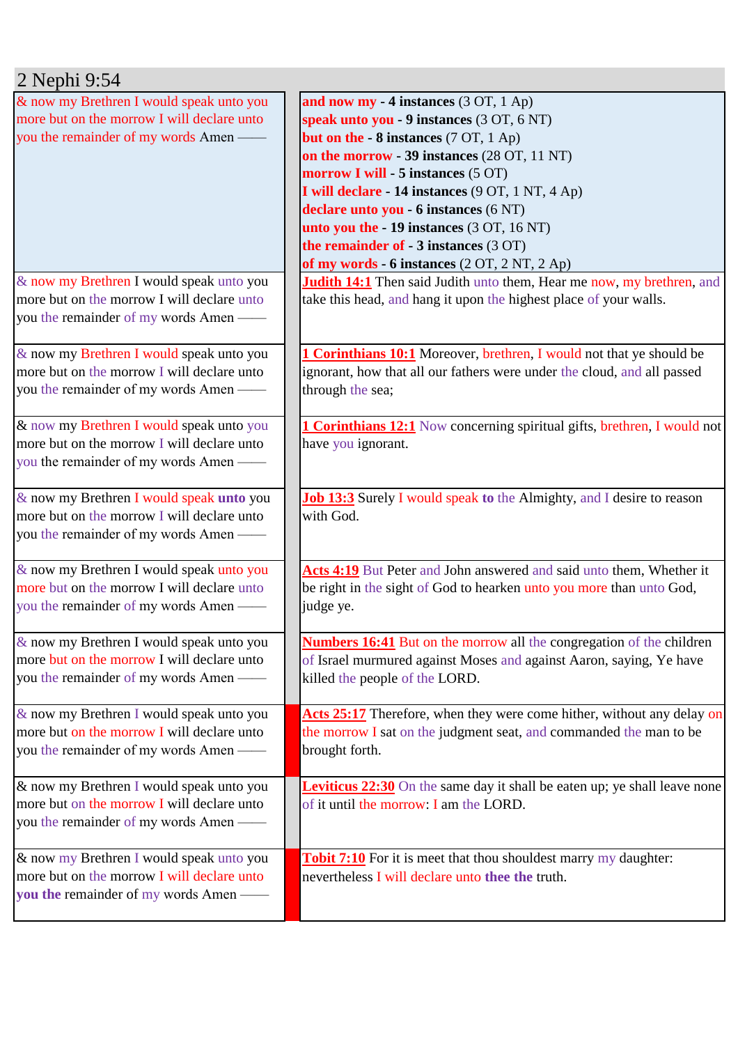# 2 Nephi 9:54

| | |
|---|---|
| & now my Brethren I would speak unto you more but on the morrow I will declare unto you the remainder of my words Amen —— | **and now my - 4 instances** (3 OT, 1 Ap)<br>**speak unto you - 9 instances** (3 OT, 6 NT)<br>**but on the - 8 instances** (7 OT, 1 Ap)<br>**on the morrow - 39 instances** (28 OT, 11 NT)<br>**morrow I will - 5 instances** (5 OT)<br>**I will declare - 14 instances** (9 OT, 1 NT, 4 Ap)<br>**declare unto you - 6 instances** (6 NT)<br>**unto you the - 19 instances** (3 OT, 16 NT)<br>**the remainder of - 3 instances** (3 OT)<br>**of my words - 6 instances** (2 OT, 2 NT, 2 Ap) |
| & now my Brethren I would speak unto you more but on the morrow I will declare unto you the remainder of my words Amen —— | **Judith 14:1** Then said Judith unto them, Hear me now, my brethren, and take this head, and hang it upon the highest place of your walls. |
| & now my Brethren I would speak unto you more but on the morrow I will declare unto you the remainder of my words Amen —— | **1 Corinthians 10:1** Moreover, brethren, I would not that ye should be ignorant, how that all our fathers were under the cloud, and all passed through the sea; |
| & now my Brethren I would speak unto you more but on the morrow I will declare unto you the remainder of my words Amen —— | **1 Corinthians 12:1** Now concerning spiritual gifts, brethren, I would not have you ignorant. |
| & now my Brethren I would speak **unto** you more but on the morrow I will declare unto you the remainder of my words Amen —— | **Job 13:3** Surely I would speak **to** the Almighty, and I desire to reason with God. |
| & now my Brethren I would speak unto you more but on the morrow I will declare unto you the remainder of my words Amen —— | **Acts 4:19** But Peter and John answered and said unto them, Whether it be right in the sight of God to hearken unto you more than unto God, judge ye. |
| & now my Brethren I would speak unto you more but on the morrow I will declare unto you the remainder of my words Amen —— | **Numbers 16:41** But on the morrow all the congregation of the children of Israel murmured against Moses and against Aaron, saying, Ye have killed the people of the LORD. |
| & now my Brethren I would speak unto you more but on the morrow I will declare unto you the remainder of my words Amen —— | **Acts 25:17** Therefore, when they were come hither, without any delay on the morrow I sat on the judgment seat, and commanded the man to be brought forth. |
| & now my Brethren I would speak unto you more but on the morrow I will declare unto you the remainder of my words Amen —— | **Leviticus 22:30** On the same day it shall be eaten up; ye shall leave none of it until the morrow: I am the LORD. |
| & now my Brethren I would speak unto you more but on the morrow I will declare unto **you the** remainder of my words Amen —— | **Tobit 7:10** For it is meet that thou shouldest marry my daughter: nevertheless I will declare unto **thee the** truth. |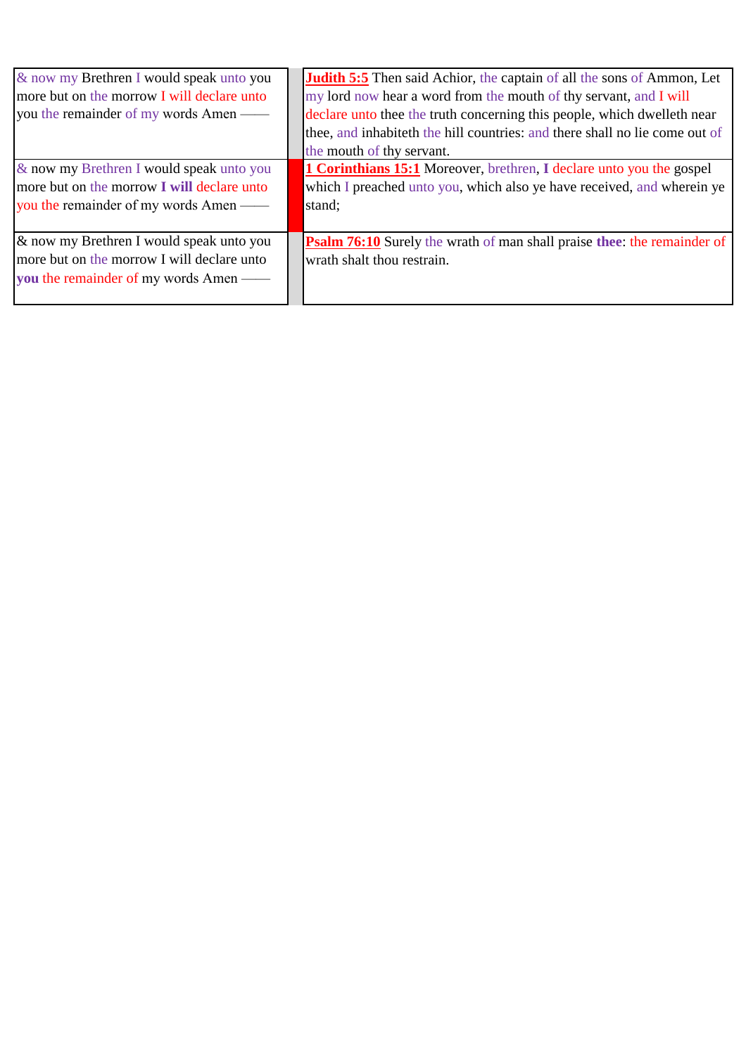| | | |
|---|---|---|
| & now my Brethren I would speak unto you more but on the morrow I will declare unto you the remainder of my words Amen —— | | **Judith 5:5** Then said Achior, the captain of all the sons of Ammon, Let my lord now hear a word from the mouth of thy servant, and I will declare unto thee the truth concerning this people, which dwelleth near thee, and inhabiteth the hill countries: and there shall no lie come out of the mouth of thy servant. |
| & now my Brethren I would speak unto you more but on the morrow **I will** declare unto you the remainder of my words Amen —— | | **1 Corinthians 15:1** Moreover, brethren, **I** declare unto you the gospel which I preached unto you, which also ye have received, and wherein ye stand; |
| & now my Brethren I would speak unto you more but on the morrow I will declare unto **you** the remainder of my words Amen —— | | **Psalm 76:10** Surely the wrath of man shall praise **thee**: the remainder of wrath shalt thou restrain. |